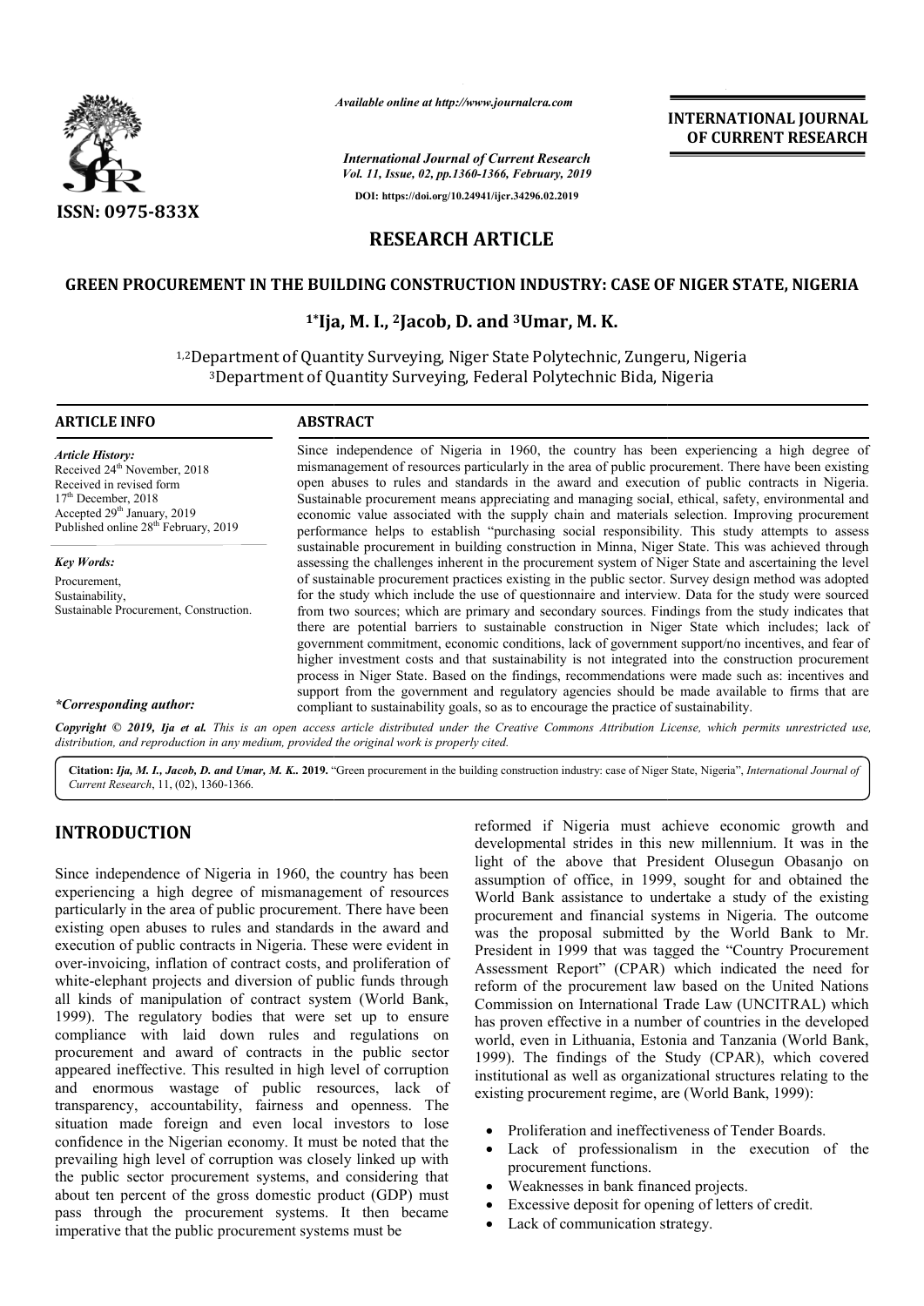*Available online at http://www.journalcra.com*

*International Journal of Current Research*
*Vol. 11, Issue, 02, pp.1360-1366, February, 2019*

**DOI: https://doi.org/10.24941/ijcr.34296.02.2019**

**INTERNATIONAL JOURNAL OF CURRENT RESEARCH**

**ISSN: 0975-833X**

## RESEARCH ARTICLE

# GREEN PROCUREMENT IN THE BUILDING CONSTRUCTION INDUSTRY: CASE OF NIGER STATE, NIGERIA

**[1*]Ija, M. I., [2]Jacob, D. and [3]Umar, M. K.**

[1,2]Department of Quantity Surveying, Niger State Polytechnic, Zungeru, Nigeria
[3]Department of Quantity Surveying, Federal Polytechnic Bida, Nigeria

### ARTICLE INFO

*Article History:*
Received 24th November, 2018
Received in revised form
17th December, 2018
Accepted 29th January, 2019
Published online 28th February, 2019

*Key Words:*
Procurement,
Sustainability,
Sustainable Procurement, Construction.

**\*Corresponding author:**

### ABSTRACT

Since independence of Nigeria in 1960, the country has been experiencing a high degree of mismanagement of resources particularly in the area of public procurement. There have been existing open abuses to rules and standards in the award and execution of public contracts in Nigeria. Sustainable procurement means appreciating and managing social, ethical, safety, environmental and economic value associated with the supply chain and materials selection. Improving procurement performance helps to establish "purchasing social responsibility. This study attempts to assess sustainable procurement in building construction in Minna, Niger State. This was achieved through assessing the challenges inherent in the procurement system of Niger State and ascertaining the level of sustainable procurement practices existing in the public sector. Survey design method was adopted for the study which include the use of questionnaire and interview. Data for the study were sourced from two sources; which are primary and secondary sources. Findings from the study indicates that there are potential barriers to sustainable construction in Niger State which includes; lack of government commitment, economic conditions, lack of government support/no incentives, and fear of higher investment costs and that sustainability is not integrated into the construction procurement process in Niger State. Based on the findings, recommendations were made such as: incentives and support from the government and regulatory agencies should be made available to firms that are compliant to sustainability goals, so as to encourage the practice of sustainability.

*Copyright © 2019, Ija et al. This is an open access article distributed under the Creative Commons Attribution License, which permits unrestricted use, distribution, and reproduction in any medium, provided the original work is properly cited.*

**Citation:** *Ija, M. I., Jacob, D. and Umar, M. K..* **2019.** "Green procurement in the building construction industry: case of Niger State, Nigeria", *International Journal of Current Research*, 11, (02), 1360-1366.

## INTRODUCTION

Since independence of Nigeria in 1960, the country has been experiencing a high degree of mismanagement of resources particularly in the area of public procurement. There have been existing open abuses to rules and standards in the award and execution of public contracts in Nigeria. These were evident in over-invoicing, inflation of contract costs, and proliferation of white-elephant projects and diversion of public funds through all kinds of manipulation of contract system (World Bank, 1999). The regulatory bodies that were set up to ensure compliance with laid down rules and regulations on procurement and award of contracts in the public sector appeared ineffective. This resulted in high level of corruption and enormous wastage of public resources, lack of transparency, accountability, fairness and openness. The situation made foreign and even local investors to lose confidence in the Nigerian economy. It must be noted that the prevailing high level of corruption was closely linked up with the public sector procurement systems, and considering that about ten percent of the gross domestic product (GDP) must pass through the procurement systems. It then became imperative that the public procurement systems must be reformed if Nigeria must achieve economic growth and developmental strides in this new millennium. It was in the light of the above that President Olusegun Obasanjo on assumption of office, in 1999, sought for and obtained the World Bank assistance to undertake a study of the existing procurement and financial systems in Nigeria. The outcome was the proposal submitted by the World Bank to Mr. President in 1999 that was tagged the "Country Procurement Assessment Report" (CPAR) which indicated the need for reform of the procurement law based on the United Nations Commission on International Trade Law (UNCITRAL) which has proven effective in a number of countries in the developed world, even in Lithuania, Estonia and Tanzania (World Bank, 1999). The findings of the Study (CPAR), which covered institutional as well as organizational structures relating to the existing procurement regime, are (World Bank, 1999):

- Proliferation and ineffectiveness of Tender Boards.
- Lack of professionalism in the execution of the procurement functions.
- Weaknesses in bank financed projects.
- Excessive deposit for opening of letters of credit.
- Lack of communication strategy.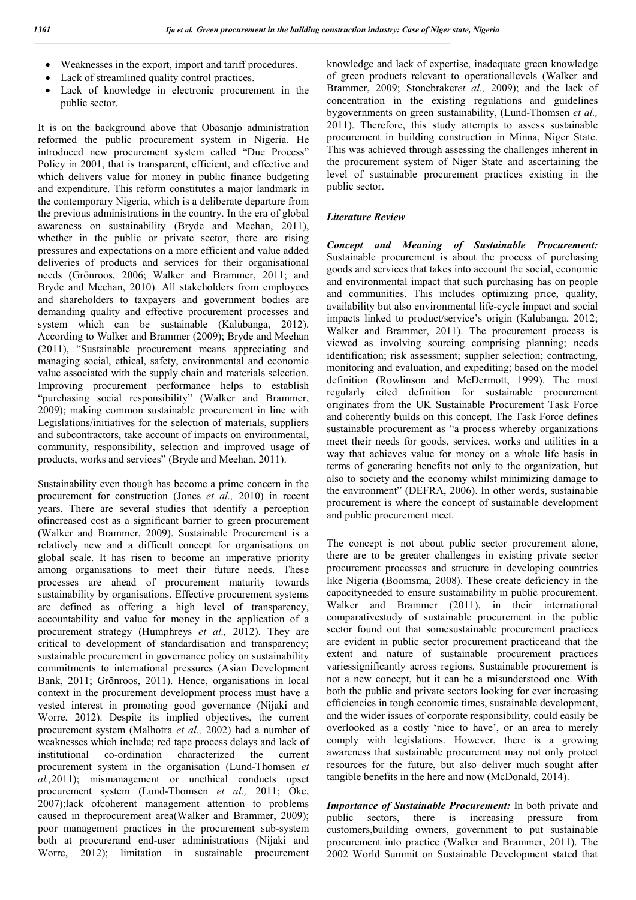- Weaknesses in the export, import and tariff procedures.
- Lack of streamlined quality control practices.
- Lack of knowledge in electronic procurement in the public sector.

It is on the background above that Obasanjo administration reformed the public procurement system in Nigeria. He introduced new procurement system called "Due Process" Policy in 2001, that is transparent, efficient, and effective and which delivers value for money in public finance budgeting and expenditure. This reform constitutes a major landmark in the contemporary Nigeria, which is a deliberate departure from the previous administrations in the country. In the era of global awareness on sustainability (Bryde and Meehan, 2011), whether in the public or private sector, there are rising pressures and expectations on a more efficient and value added deliveries of products and services for their organisational needs (Grönroos, 2006; Walker and Brammer, 2011; and Bryde and Meehan, 2010). All stakeholders from employees and shareholders to taxpayers and government bodies are demanding quality and effective procurement processes and system which can be sustainable (Kalubanga, 2012). According to Walker and Brammer (2009); Bryde and Meehan (2011), "Sustainable procurement means appreciating and managing social, ethical, safety, environmental and economic value associated with the supply chain and materials selection. Improving procurement performance helps to establish "purchasing social responsibility" (Walker and Brammer, 2009); making common sustainable procurement in line with Legislations/initiatives for the selection of materials, suppliers and subcontractors, take account of impacts on environmental, community, responsibility, selection and improved usage of products, works and services" (Bryde and Meehan, 2011).

Sustainability even though has become a prime concern in the procurement for construction (Jones *et al.,* 2010) in recent years. There are several studies that identify a perception ofincreased cost as a significant barrier to green procurement (Walker and Brammer, 2009). Sustainable Procurement is a relatively new and a difficult concept for organisations on global scale. It has risen to become an imperative priority among organisations to meet their future needs. These processes are ahead of procurement maturity towards sustainability by organisations. Effective procurement systems are defined as offering a high level of transparency, accountability and value for money in the application of a procurement strategy (Humphreys *et al.,* 2012). They are critical to development of standardisation and transparency; sustainable procurement in governance policy on sustainability commitments to international pressures (Asian Development Bank, 2011; Grönroos, 2011). Hence, organisations in local context in the procurement development process must have a vested interest in promoting good governance (Nijaki and Worre, 2012). Despite its implied objectives, the current procurement system (Malhotra *et al.,* 2002) had a number of weaknesses which include; red tape process delays and lack of institutional co-ordination characterized the current procurement system in the organisation (Lund-Thomsen *et al.,*2011); mismanagement or unethical conducts upset procurement system (Lund-Thomsen *et al.,* 2011; Oke, 2007);lack ofcoherent management attention to problems caused in theprocurement area(Walker and Brammer, 2009); poor management practices in the procurement sub-system both at procurerand end-user administrations (Nijaki and Worre, 2012); limitation in sustainable procurement knowledge and lack of expertise, inadequate green knowledge of green products relevant to operationallevels (Walker and Brammer, 2009; Stonebraker*et al.,* 2009); and the lack of concentration in the existing regulations and guidelines bygovernments on green sustainability, (Lund-Thomsen *et al.,* 2011). Therefore, this study attempts to assess sustainable procurement in building construction in Minna, Niger State. This was achieved through assessing the challenges inherent in the procurement system of Niger State and ascertaining the level of sustainable procurement practices existing in the public sector.

### *Literature Review*

***Concept and Meaning of Sustainable Procurement:*** Sustainable procurement is about the process of purchasing goods and services that takes into account the social, economic and environmental impact that such purchasing has on people and communities. This includes optimizing price, quality, availability but also environmental life-cycle impact and social impacts linked to product/service's origin (Kalubanga, 2012; Walker and Brammer, 2011). The procurement process is viewed as involving sourcing comprising planning; needs identification; risk assessment; supplier selection; contracting, monitoring and evaluation, and expediting; based on the model definition (Rowlinson and McDermott, 1999). The most regularly cited definition for sustainable procurement originates from the UK Sustainable Procurement Task Force and coherently builds on this concept. The Task Force defines sustainable procurement as "a process whereby organizations meet their needs for goods, services, works and utilities in a way that achieves value for money on a whole life basis in terms of generating benefits not only to the organization, but also to society and the economy whilst minimizing damage to the environment" (DEFRA, 2006). In other words, sustainable procurement is where the concept of sustainable development and public procurement meet.

The concept is not about public sector procurement alone, there are to be greater challenges in existing private sector procurement processes and structure in developing countries like Nigeria (Boomsma, 2008). These create deficiency in the capacityneeded to ensure sustainability in public procurement. Walker and Brammer (2011), in their international comparativestudy of sustainable procurement in the public sector found out that somesustainable procurement practices are evident in public sector procurement practiceand that the extent and nature of sustainable procurement practices variessignificantly across regions. Sustainable procurement is not a new concept, but it can be a misunderstood one. With both the public and private sectors looking for ever increasing efficiencies in tough economic times, sustainable development, and the wider issues of corporate responsibility, could easily be overlooked as a costly 'nice to have', or an area to merely comply with legislations. However, there is a growing awareness that sustainable procurement may not only protect resources for the future, but also deliver much sought after tangible benefits in the here and now (McDonald, 2014).

***Importance of Sustainable Procurement:*** In both private and public sectors, there is increasing pressure from customers,building owners, government to put sustainable procurement into practice (Walker and Brammer, 2011). The 2002 World Summit on Sustainable Development stated that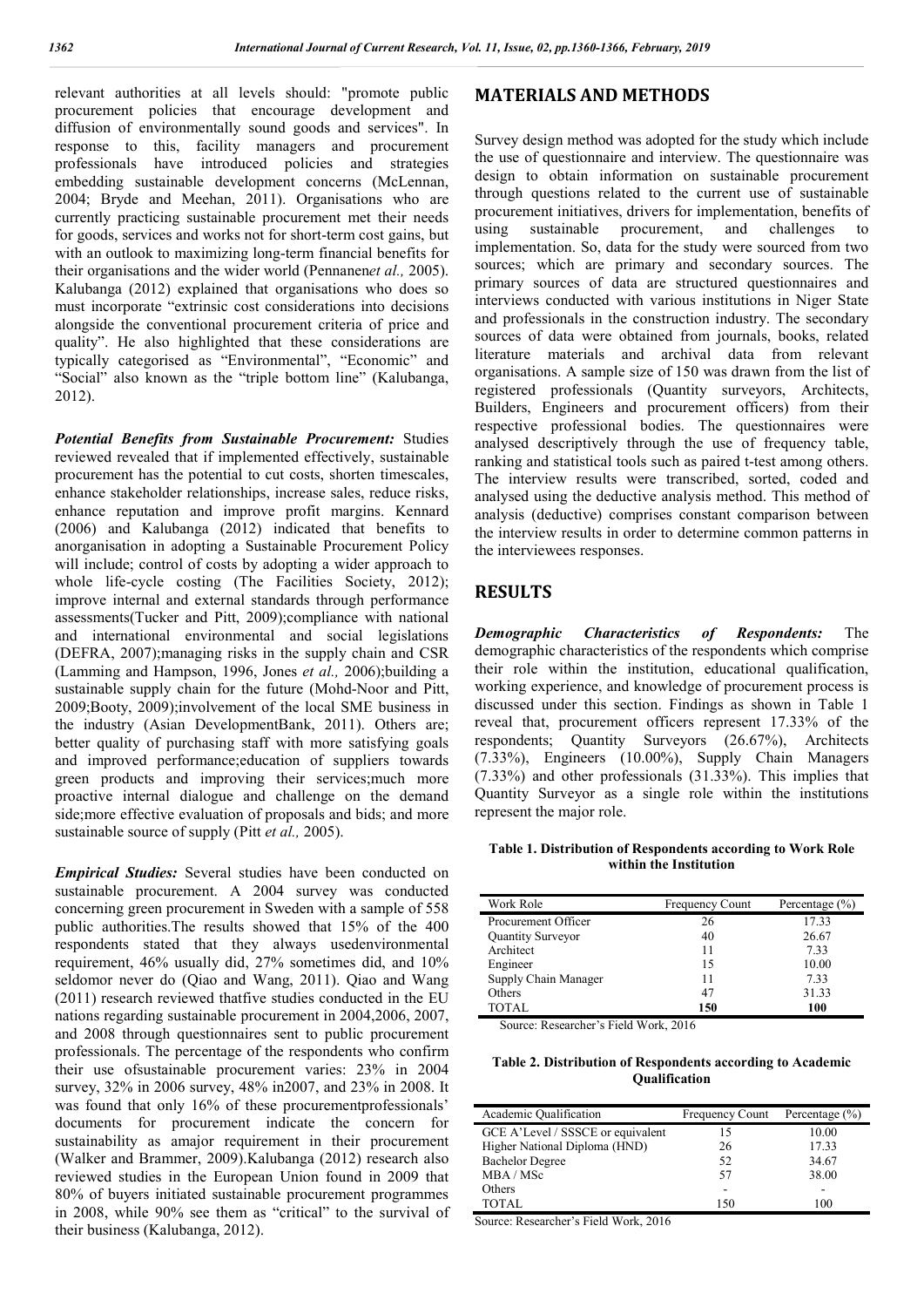relevant authorities at all levels should: "promote public procurement policies that encourage development and diffusion of environmentally sound goods and services". In response to this, facility managers and procurement professionals have introduced policies and strategies embedding sustainable development concerns (McLennan, 2004; Bryde and Meehan, 2011). Organisations who are currently practicing sustainable procurement met their needs for goods, services and works not for short-term cost gains, but with an outlook to maximizing long-term financial benefits for their organisations and the wider world (Pennanen*et al.,* 2005). Kalubanga (2012) explained that organisations who does so must incorporate "extrinsic cost considerations into decisions alongside the conventional procurement criteria of price and quality". He also highlighted that these considerations are typically categorised as "Environmental", "Economic" and "Social" also known as the "triple bottom line" (Kalubanga, 2012).

***Potential Benefits from Sustainable Procurement:*** Studies reviewed revealed that if implemented effectively, sustainable procurement has the potential to cut costs, shorten timescales, enhance stakeholder relationships, increase sales, reduce risks, enhance reputation and improve profit margins. Kennard (2006) and Kalubanga (2012) indicated that benefits to anorganisation in adopting a Sustainable Procurement Policy will include; control of costs by adopting a wider approach to whole life-cycle costing (The Facilities Society, 2012); improve internal and external standards through performance assessments(Tucker and Pitt, 2009);compliance with national and international environmental and social legislations (DEFRA, 2007);managing risks in the supply chain and CSR (Lamming and Hampson, 1996, Jones *et al.,* 2006);building a sustainable supply chain for the future (Mohd-Noor and Pitt, 2009;Booty, 2009);involvement of the local SME business in the industry (Asian DevelopmentBank, 2011). Others are; better quality of purchasing staff with more satisfying goals and improved performance;education of suppliers towards green products and improving their services;much more proactive internal dialogue and challenge on the demand side;more effective evaluation of proposals and bids; and more sustainable source of supply (Pitt *et al.,* 2005).

***Empirical Studies:*** Several studies have been conducted on sustainable procurement. A 2004 survey was conducted concerning green procurement in Sweden with a sample of 558 public authorities.The results showed that 15% of the 400 respondents stated that they always usedenvironmental requirement, 46% usually did, 27% sometimes did, and 10% seldomor never do (Qiao and Wang, 2011). Qiao and Wang (2011) research reviewed thatfive studies conducted in the EU nations regarding sustainable procurement in 2004,2006, 2007, and 2008 through questionnaires sent to public procurement professionals. The percentage of the respondents who confirm their use ofsustainable procurement varies: 23% in 2004 survey, 32% in 2006 survey, 48% in2007, and 23% in 2008. It was found that only 16% of these procurementprofessionals' documents for procurement indicate the concern for sustainability as amajor requirement in their procurement (Walker and Brammer, 2009).Kalubanga (2012) research also reviewed studies in the European Union found in 2009 that 80% of buyers initiated sustainable procurement programmes in 2008, while 90% see them as "critical" to the survival of their business (Kalubanga, 2012).

## MATERIALS AND METHODS

Survey design method was adopted for the study which include the use of questionnaire and interview. The questionnaire was design to obtain information on sustainable procurement through questions related to the current use of sustainable procurement initiatives, drivers for implementation, benefits of using sustainable procurement, and challenges to implementation. So, data for the study were sourced from two sources; which are primary and secondary sources. The primary sources of data are structured questionnaires and interviews conducted with various institutions in Niger State and professionals in the construction industry. The secondary sources of data were obtained from journals, books, related literature materials and archival data from relevant organisations. A sample size of 150 was drawn from the list of registered professionals (Quantity surveyors, Architects, Builders, Engineers and procurement officers) from their respective professional bodies. The questionnaires were analysed descriptively through the use of frequency table, ranking and statistical tools such as paired t-test among others. The interview results were transcribed, sorted, coded and analysed using the deductive analysis method. This method of analysis (deductive) comprises constant comparison between the interview results in order to determine common patterns in the interviewees responses.

## RESULTS

***Demographic Characteristics of Respondents:*** The demographic characteristics of the respondents which comprise their role within the institution, educational qualification, working experience, and knowledge of procurement process is discussed under this section. Findings as shown in Table 1 reveal that, procurement officers represent 17.33% of the respondents; Quantity Surveyors (26.67%), Architects (7.33%), Engineers (10.00%), Supply Chain Managers (7.33%) and other professionals (31.33%). This implies that Quantity Surveyor as a single role within the institutions represent the major role.

**Table 1. Distribution of Respondents according to Work Role within the Institution**

| Work Role | Frequency Count | Percentage (%) |
|---|---|---|
| Procurement Officer | 26 | 17.33 |
| Quantity Surveyor | 40 | 26.67 |
| Architect | 11 | 7.33 |
| Engineer | 15 | 10.00 |
| Supply Chain Manager | 11 | 7.33 |
| Others | 47 | 31.33 |
| **TOTAL** | **150** | **100** |

Source: Researcher's Field Work, 2016

**Table 2. Distribution of Respondents according to Academic Qualification**

| Academic Qualification | Frequency Count | Percentage (%) |
|---|---|---|
| GCE A'Level / SSSCE or equivalent | 15 | 10.00 |
| Higher National Diploma (HND) | 26 | 17.33 |
| Bachelor Degree | 52 | 34.67 |
| MBA / MSc | 57 | 38.00 |
| Others | - | - |
| TOTAL | 150 | 100 |

Source: Researcher's Field Work, 2016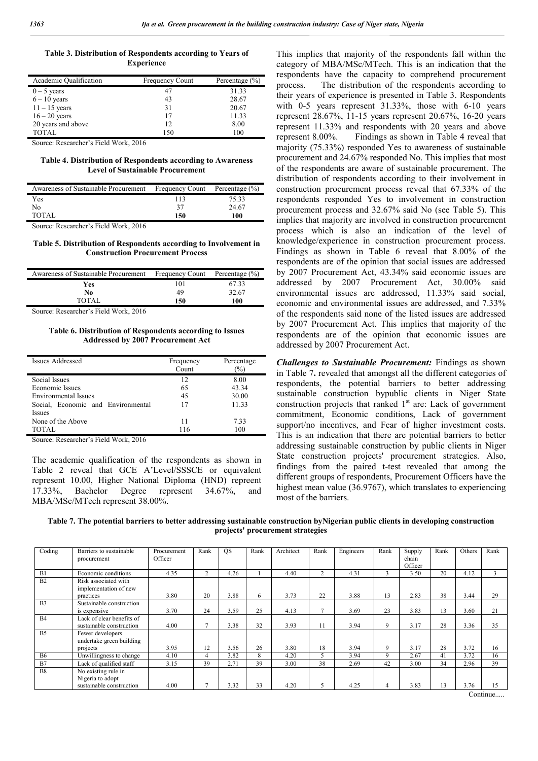**Table 3. Distribution of Respondents according to Years of Experience**

| Academic Qualification | Frequency Count | Percentage (%) |
|---|---|---|
| 0 – 5 years | 47 | 31.33 |
| 6 – 10 years | 43 | 28.67 |
| 11 – 15 years | 31 | 20.67 |
| 16 – 20 years | 17 | 11.33 |
| 20 years and above | 12 | 8.00 |
| TOTAL | 150 | 100 |

Source: Researcher's Field Work, 2016

**Table 4. Distribution of Respondents according to Awareness Level of Sustainable Procurement**

| Awareness of Sustainable Procurement | Frequency Count | Percentage (%) |
|---|---|---|
| Yes | 113 | 75.33 |
| No | 37 | 24.67 |
| TOTAL | **150** | **100** |

Source: Researcher's Field Work, 2016

**Table 5. Distribution of Respondents according to Involvement in Construction Procurement Process**

| Awareness of Sustainable Procurement | Frequency Count | Percentage (%) |
|---|---|---|
| **Yes** | 101 | 67.33 |
| **No** | 49 | 32.67 |
| TOTAL | **150** | **100** |

Source: Researcher's Field Work, 2016

**Table 6. Distribution of Respondents according to Issues Addressed by 2007 Procurement Act**

| Issues Addressed | Frequency Count | Percentage (%) |
|---|---|---|
| Social Issues | 12 | 8.00 |
| Economic Issues | 65 | 43.34 |
| Environmental Issues | 45 | 30.00 |
| Social, Economic and Environmental Issues | 17 | 11.33 |
| None of the Above | 11 | 7.33 |
| TOTAL | 116 | 100 |

Source: Researcher's Field Work, 2016

The academic qualification of the respondents as shown in Table 2 reveal that GCE A'Level/SSSCE or equivalent represent 10.00, Higher National Diploma (HND) represent 17.33%, Bachelor Degree represent 34.67%, and MBA/MSc/MTech represent 38.00%.

This implies that majority of the respondents fall within the category of MBA/MSc/MTech. This is an indication that the respondents have the capacity to comprehend procurement process. The distribution of the respondents according to their years of experience is presented in Table 3. Respondents with 0-5 years represent 31.33%, those with 6-10 years represent 28.67%, 11-15 years represent 20.67%, 16-20 years represent 11.33% and respondents with 20 years and above represent 8.00%. Findings as shown in Table 4 reveal that majority (75.33%) responded Yes to awareness of sustainable procurement and 24.67% responded No. This implies that most of the respondents are aware of sustainable procurement. The distribution of respondents according to their involvement in construction procurement process reveal that 67.33% of the respondents responded Yes to involvement in construction procurement process and 32.67% said No (see Table 5). This implies that majority are involved in construction procurement process which is also an indication of the level of knowledge/experience in construction procurement process. Findings as shown in Table 6 reveal that 8.00% of the respondents are of the opinion that social issues are addressed by 2007 Procurement Act, 43.34% said economic issues are addressed by 2007 Procurement Act, 30.00% said environmental issues are addressed, 11.33% said social, economic and environmental issues are addressed, and 7.33% of the respondents said none of the listed issues are addressed by 2007 Procurement Act. This implies that majority of the respondents are of the opinion that economic issues are addressed by 2007 Procurement Act.

***Challenges to Sustainable Procurement:*** Findings as shown in Table 7**.** revealed that amongst all the different categories of respondents, the potential barriers to better addressing sustainable construction bypublic clients in Niger State construction projects that ranked 1st are: Lack of government commitment, Economic conditions, Lack of government support/no incentives, and Fear of higher investment costs. This is an indication that there are potential barriers to better addressing sustainable construction by public clients in Niger State construction projects' procurement strategies. Also, findings from the paired t-test revealed that among the different groups of respondents, Procurement Officers have the highest mean value (36.9767), which translates to experiencing most of the barriers.

**Table 7. The potential barriers to better addressing sustainable construction byNigerian public clients in developing construction projects' procurement strategies**

| Coding | Barriers to sustainable procurement | Procurement Officer | Rank | QS | Rank | Architect | Rank | Engineers | Rank | Supply chain Officer | Rank | Others | Rank |
|---|---|---|---|---|---|---|---|---|---|---|---|---|---|
| B1 | Economic conditions | 4.35 | 2 | 4.26 | 1 | 4.40 | 2 | 4.31 | 3 | 3.50 | 20 | 4.12 | 3 |
| B2 | Risk associated with implementation of new practices | 3.80 | 20 | 3.88 | 6 | 3.73 | 22 | 3.88 | 13 | 2.83 | 38 | 3.44 | 29 |
| B3 | Sustainable construction is expensive | 3.70 | 24 | 3.59 | 25 | 4.13 | 7 | 3.69 | 23 | 3.83 | 13 | 3.60 | 21 |
| B4 | Lack of clear benefits of sustainable construction | 4.00 | 7 | 3.38 | 32 | 3.93 | 11 | 3.94 | 9 | 3.17 | 28 | 3.36 | 35 |
| B5 | Fewer developers undertake green building projects | 3.95 | 12 | 3.56 | 26 | 3.80 | 18 | 3.94 | 9 | 3.17 | 28 | 3.72 | 16 |
| B6 | Unwillingness to change | 4.10 | 4 | 3.82 | 8 | 4.20 | 5 | 3.94 | 9 | 2.67 | 41 | 3.72 | 16 |
| B7 | Lack of qualified staff | 3.15 | 39 | 2.71 | 39 | 3.00 | 38 | 2.69 | 42 | 3.00 | 34 | 2.96 | 39 |
| B8 | No existing rule in Nigeria to adopt sustainable construction | 4.00 | 7 | 3.32 | 33 | 4.20 | 5 | 4.25 | 4 | 3.83 | 13 | 3.76 | 15 |

Continue.....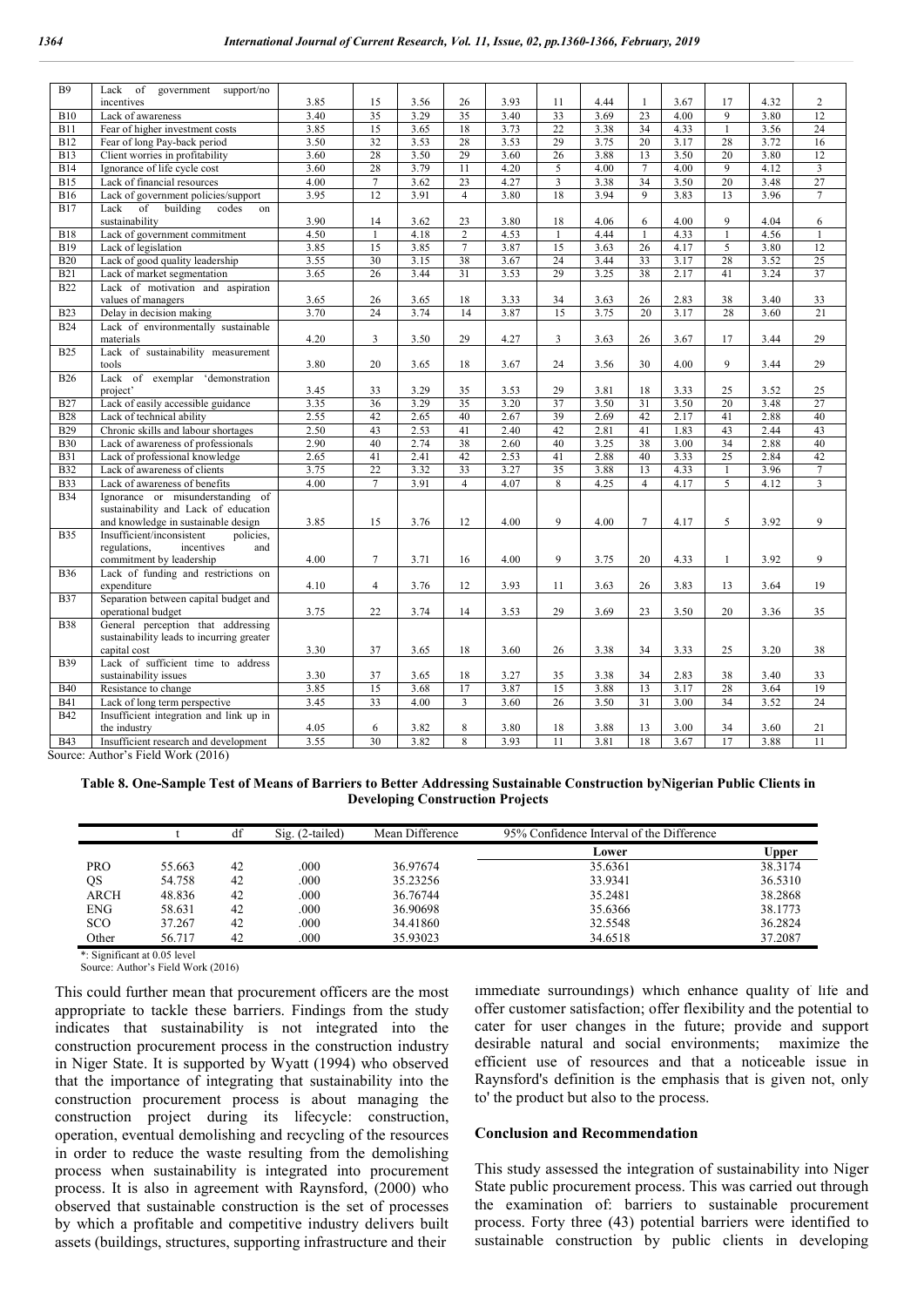| B9 | Lack of government support/no incentives | 3.85 | 15 | 3.56 | 26 | 3.93 | 11 | 4.44 | 1 | 3.67 | 17 | 4.32 | 2 |
|---|---|---|---|---|---|---|---|---|---|---|---|---|---|
| B10 | Lack of awareness | 3.40 | 35 | 3.29 | 35 | 3.40 | 33 | 3.69 | 23 | 4.00 | 9 | 3.80 | 12 |
| B11 | Fear of higher investment costs | 3.85 | 15 | 3.65 | 18 | 3.73 | 22 | 3.38 | 34 | 4.33 | 1 | 3.56 | 24 |
| B12 | Fear of long Pay-back period | 3.50 | 32 | 3.53 | 28 | 3.53 | 29 | 3.75 | 20 | 3.17 | 28 | 3.72 | 16 |
| B13 | Client worries in profitability | 3.60 | 28 | 3.50 | 29 | 3.60 | 26 | 3.88 | 13 | 3.50 | 20 | 3.80 | 12 |
| B14 | Ignorance of life cycle cost | 3.60 | 28 | 3.79 | 11 | 4.20 | 5 | 4.00 | 7 | 4.00 | 9 | 4.12 | 3 |
| B15 | Lack of financial resources | 4.00 | 7 | 3.62 | 23 | 4.27 | 3 | 3.38 | 34 | 3.50 | 20 | 3.48 | 27 |
| B16 | Lack of government policies/support | 3.95 | 12 | 3.91 | 4 | 3.80 | 18 | 3.94 | 9 | 3.83 | 13 | 3.96 | 7 |
| B17 | Lack of building codes on sustainability | 3.90 | 14 | 3.62 | 23 | 3.80 | 18 | 4.06 | 6 | 4.00 | 9 | 4.04 | 6 |
| B18 | Lack of government commitment | 4.50 | 1 | 4.18 | 2 | 4.53 | 1 | 4.44 | 1 | 4.33 | 1 | 4.56 | 1 |
| B19 | Lack of legislation | 3.85 | 15 | 3.85 | 7 | 3.87 | 15 | 3.63 | 26 | 4.17 | 5 | 3.80 | 12 |
| B20 | Lack of good quality leadership | 3.55 | 30 | 3.15 | 38 | 3.67 | 24 | 3.44 | 33 | 3.17 | 28 | 3.52 | 25 |
| B21 | Lack of market segmentation | 3.65 | 26 | 3.44 | 31 | 3.53 | 29 | 3.25 | 38 | 2.17 | 41 | 3.24 | 37 |
| B22 | Lack of motivation and aspiration values of managers | 3.65 | 26 | 3.65 | 18 | 3.33 | 34 | 3.63 | 26 | 2.83 | 38 | 3.40 | 33 |
| B23 | Delay in decision making | 3.70 | 24 | 3.74 | 14 | 3.87 | 15 | 3.75 | 20 | 3.17 | 28 | 3.60 | 21 |
| B24 | Lack of environmentally sustainable materials | 4.20 | 3 | 3.50 | 29 | 4.27 | 3 | 3.63 | 26 | 3.67 | 17 | 3.44 | 29 |
| B25 | Lack of sustainability measurement tools | 3.80 | 20 | 3.65 | 18 | 3.67 | 24 | 3.56 | 30 | 4.00 | 9 | 3.44 | 29 |
| B26 | Lack of exemplar 'demonstration project' | 3.45 | 33 | 3.29 | 35 | 3.53 | 29 | 3.81 | 18 | 3.33 | 25 | 3.52 | 25 |
| B27 | Lack of easily accessible guidance | 3.35 | 36 | 3.29 | 35 | 3.20 | 37 | 3.50 | 31 | 3.50 | 20 | 3.48 | 27 |
| B28 | Lack of technical ability | 2.55 | 42 | 2.65 | 40 | 2.67 | 39 | 2.69 | 42 | 2.17 | 41 | 2.88 | 40 |
| B29 | Chronic skills and labour shortages | 2.50 | 43 | 2.53 | 41 | 2.40 | 42 | 2.81 | 41 | 1.83 | 43 | 2.44 | 43 |
| B30 | Lack of awareness of professionals | 2.90 | 40 | 2.74 | 38 | 2.60 | 40 | 3.25 | 38 | 3.00 | 34 | 2.88 | 40 |
| B31 | Lack of professional knowledge | 2.65 | 41 | 2.41 | 42 | 2.53 | 41 | 2.88 | 40 | 3.33 | 25 | 2.84 | 42 |
| B32 | Lack of awareness of clients | 3.75 | 22 | 3.32 | 33 | 3.27 | 35 | 3.88 | 13 | 4.33 | 1 | 3.96 | 7 |
| B33 | Lack of awareness of benefits | 4.00 | 7 | 3.91 | 4 | 4.07 | 8 | 4.25 | 4 | 4.17 | 5 | 4.12 | 3 |
| B34 | Ignorance or misunderstanding of sustainability and Lack of education and knowledge in sustainable design | 3.85 | 15 | 3.76 | 12 | 4.00 | 9 | 4.00 | 7 | 4.17 | 5 | 3.92 | 9 |
| B35 | Insufficient/inconsistent policies, regulations, incentives and commitment by leadership | 4.00 | 7 | 3.71 | 16 | 4.00 | 9 | 3.75 | 20 | 4.33 | 1 | 3.92 | 9 |
| B36 | Lack of funding and restrictions on expenditure | 4.10 | 4 | 3.76 | 12 | 3.93 | 11 | 3.63 | 26 | 3.83 | 13 | 3.64 | 19 |
| B37 | Separation between capital budget and operational budget | 3.75 | 22 | 3.74 | 14 | 3.53 | 29 | 3.69 | 23 | 3.50 | 20 | 3.36 | 35 |
| B38 | General perception that addressing sustainability leads to incurring greater capital cost | 3.30 | 37 | 3.65 | 18 | 3.60 | 26 | 3.38 | 34 | 3.33 | 25 | 3.20 | 38 |
| B39 | Lack of sufficient time to address sustainability issues | 3.30 | 37 | 3.65 | 18 | 3.27 | 35 | 3.38 | 34 | 2.83 | 38 | 3.40 | 33 |
| B40 | Resistance to change | 3.85 | 15 | 3.68 | 17 | 3.87 | 15 | 3.88 | 13 | 3.17 | 28 | 3.64 | 19 |
| B41 | Lack of long term perspective | 3.45 | 33 | 4.00 | 3 | 3.60 | 26 | 3.50 | 31 | 3.00 | 34 | 3.52 | 24 |
| B42 | Insufficient integration and link up in the industry | 4.05 | 6 | 3.82 | 8 | 3.80 | 18 | 3.88 | 13 | 3.00 | 34 | 3.60 | 21 |
| B43 | Insufficient research and development | 3.55 | 30 | 3.82 | 8 | 3.93 | 11 | 3.81 | 18 | 3.67 | 17 | 3.88 | 11 |

Source: Author's Field Work (2016)

**Table 8. One-Sample Test of Means of Barriers to Better Addressing Sustainable Construction byNigerian Public Clients in Developing Construction Projects**

| | t | df | Sig. (2-tailed) | Mean Difference | 95% Confidence Interval of the Difference | |
|---|---|---|---|---|---|---|
| | | | | | Lower | Upper |
| PRO | 55.663 | 42 | .000 | 36.97674 | 35.6361 | 38.3174 |
| QS | 54.758 | 42 | .000 | 35.23256 | 33.9341 | 36.5310 |
| ARCH | 48.836 | 42 | .000 | 36.76744 | 35.2481 | 38.2868 |
| ENG | 58.631 | 42 | .000 | 36.90698 | 35.6366 | 38.1773 |
| SCO | 37.267 | 42 | .000 | 34.41860 | 32.5548 | 36.2824 |
| Other | 56.717 | 42 | .000 | 35.93023 | 34.6518 | 37.2087 |

*: Significant at 0.05 level

Source: Author's Field Work (2016)

This could further mean that procurement officers are the most appropriate to tackle these barriers. Findings from the study indicates that sustainability is not integrated into the construction procurement process in the construction industry in Niger State. It is supported by Wyatt (1994) who observed that the importance of integrating that sustainability into the construction procurement process is about managing the construction project during its lifecycle: construction, operation, eventual demolishing and recycling of the resources in order to reduce the waste resulting from the demolishing process when sustainability is integrated into procurement process. It is also in agreement with Raynsford, (2000) who observed that sustainable construction is the set of processes by which a profitable and competitive industry delivers built assets (buildings, structures, supporting infrastructure and their immediate surroundings) which enhance quality of life and offer customer satisfaction; offer flexibility and the potential to cater for user changes in the future; provide and support desirable natural and social environments; maximize the efficient use of resources and that a noticeable issue in Raynsford's definition is the emphasis that is given not, only to' the product but also to the process.

## Conclusion and Recommendation

This study assessed the integration of sustainability into Niger State public procurement process. This was carried out through the examination of: barriers to sustainable procurement process. Forty three (43) potential barriers were identified to sustainable construction by public clients in developing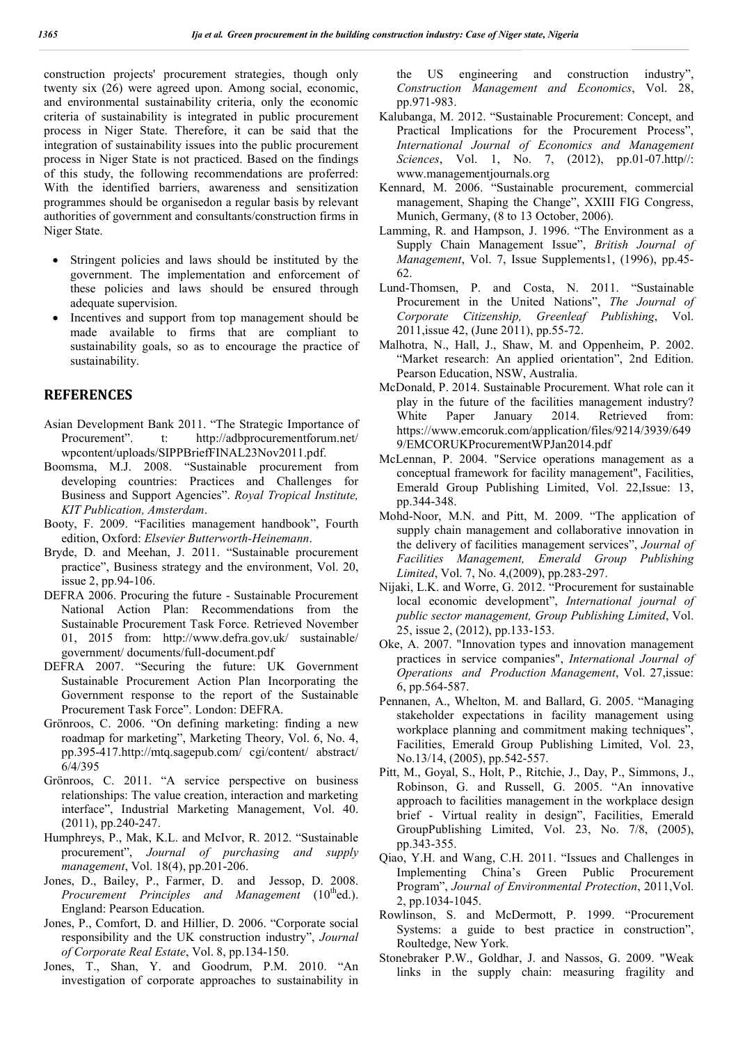construction projects' procurement strategies, though only twenty six (26) were agreed upon. Among social, economic, and environmental sustainability criteria, only the economic criteria of sustainability is integrated in public procurement process in Niger State. Therefore, it can be said that the integration of sustainability issues into the public procurement process in Niger State is not practiced. Based on the findings of this study, the following recommendations are proferred: With the identified barriers, awareness and sensitization programmes should be organisedon a regular basis by relevant authorities of government and consultants/construction firms in Niger State.

- Stringent policies and laws should be instituted by the government. The implementation and enforcement of these policies and laws should be ensured through adequate supervision.
- Incentives and support from top management should be made available to firms that are compliant to sustainability goals, so as to encourage the practice of sustainability.

## REFERENCES

Asian Development Bank 2011. "The Strategic Importance of Procurement". t: http://adbprocurementforum.net/ wpcontent/uploads/SIPPBriefFINAL23Nov2011.pdf.

Boomsma, M.J. 2008. "Sustainable procurement from developing countries: Practices and Challenges for Business and Support Agencies". *Royal Tropical Institute, KIT Publication, Amsterdam*.

Booty, F. 2009. "Facilities management handbook", Fourth edition, Oxford: *Elsevier Butterworth-Heinemann*.

Bryde, D. and Meehan, J. 2011. "Sustainable procurement practice", Business strategy and the environment, Vol. 20, issue 2, pp.94-106.

DEFRA 2006. Procuring the future - Sustainable Procurement National Action Plan: Recommendations from the Sustainable Procurement Task Force. Retrieved November 01, 2015 from: http://www.defra.gov.uk/ sustainable/ government/ documents/full-document.pdf

DEFRA 2007. "Securing the future: UK Government Sustainable Procurement Action Plan Incorporating the Government response to the report of the Sustainable Procurement Task Force". London: DEFRA.

Grönroos, C. 2006. "On defining marketing: finding a new roadmap for marketing", Marketing Theory, Vol. 6, No. 4, pp.395-417.http://mtq.sagepub.com/ cgi/content/ abstract/ 6/4/395

Grönroos, C. 2011. "A service perspective on business relationships: The value creation, interaction and marketing interface", Industrial Marketing Management, Vol. 40. (2011), pp.240-247.

Humphreys, P., Mak, K.L. and McIvor, R. 2012. "Sustainable procurement", *Journal of purchasing and supply management*, Vol. 18(4), pp.201-206.

Jones, D., Bailey, P., Farmer, D. and Jessop, D. 2008. *Procurement Principles and Management* (10[th]ed.). England: Pearson Education.

Jones, P., Comfort, D. and Hillier, D. 2006. "Corporate social responsibility and the UK construction industry", *Journal of Corporate Real Estate*, Vol. 8, pp.134-150.

Jones, T., Shan, Y. and Goodrum, P.M. 2010. "An investigation of corporate approaches to sustainability in the US engineering and construction industry", *Construction Management and Economics*, Vol. 28, pp.971-983.

Kalubanga, M. 2012. "Sustainable Procurement: Concept, and Practical Implications for the Procurement Process", *International Journal of Economics and Management Sciences*, Vol. 1, No. 7, (2012), pp.01-07.http//: www.managementjournals.org

Kennard, M. 2006. "Sustainable procurement, commercial management, Shaping the Change", XXIII FIG Congress, Munich, Germany, (8 to 13 October, 2006).

Lamming, R. and Hampson, J. 1996. "The Environment as a Supply Chain Management Issue", *British Journal of Management*, Vol. 7, Issue Supplements1, (1996), pp.45-62.

Lund-Thomsen, P. and Costa, N. 2011. "Sustainable Procurement in the United Nations", *The Journal of Corporate Citizenship, Greenleaf Publishing*, Vol. 2011,issue 42, (June 2011), pp.55-72.

Malhotra, N., Hall, J., Shaw, M. and Oppenheim, P. 2002. "Market research: An applied orientation", 2nd Edition. Pearson Education, NSW, Australia.

McDonald, P. 2014. Sustainable Procurement. What role can it play in the future of the facilities management industry? White Paper January 2014. Retrieved from: https://www.emcoruk.com/application/files/9214/3939/649 9/EMCORUKProcurementWPJan2014.pdf

McLennan, P. 2004. "Service operations management as a conceptual framework for facility management", Facilities, Emerald Group Publishing Limited, Vol. 22,Issue: 13, pp.344-348.

Mohd-Noor, M.N. and Pitt, M. 2009. "The application of supply chain management and collaborative innovation in the delivery of facilities management services", *Journal of Facilities Management, Emerald Group Publishing Limited*, Vol. 7, No. 4,(2009), pp.283-297.

Nijaki, L.K. and Worre, G. 2012. "Procurement for sustainable local economic development", *International journal of public sector management, Group Publishing Limited*, Vol. 25, issue 2, (2012), pp.133-153.

Oke, A. 2007. "Innovation types and innovation management practices in service companies", *International Journal of Operations and Production Management*, Vol. 27,issue: 6, pp.564-587.

Pennanen, A., Whelton, M. and Ballard, G. 2005. "Managing stakeholder expectations in facility management using workplace planning and commitment making techniques", Facilities, Emerald Group Publishing Limited, Vol. 23, No.13/14, (2005), pp.542-557.

Pitt, M., Goyal, S., Holt, P., Ritchie, J., Day, P., Simmons, J., Robinson, G. and Russell, G. 2005. "An innovative approach to facilities management in the workplace design brief - Virtual reality in design", Facilities, Emerald GroupPublishing Limited, Vol. 23, No. 7/8, (2005), pp.343-355.

Qiao, Y.H. and Wang, C.H. 2011. "Issues and Challenges in Implementing China's Green Public Procurement Program", *Journal of Environmental Protection*, 2011,Vol. 2, pp.1034-1045.

Rowlinson, S. and McDermott, P. 1999. "Procurement Systems: a guide to best practice in construction", Roultedge, New York.

Stonebraker P.W., Goldhar, J. and Nassos, G. 2009. "Weak links in the supply chain: measuring fragility and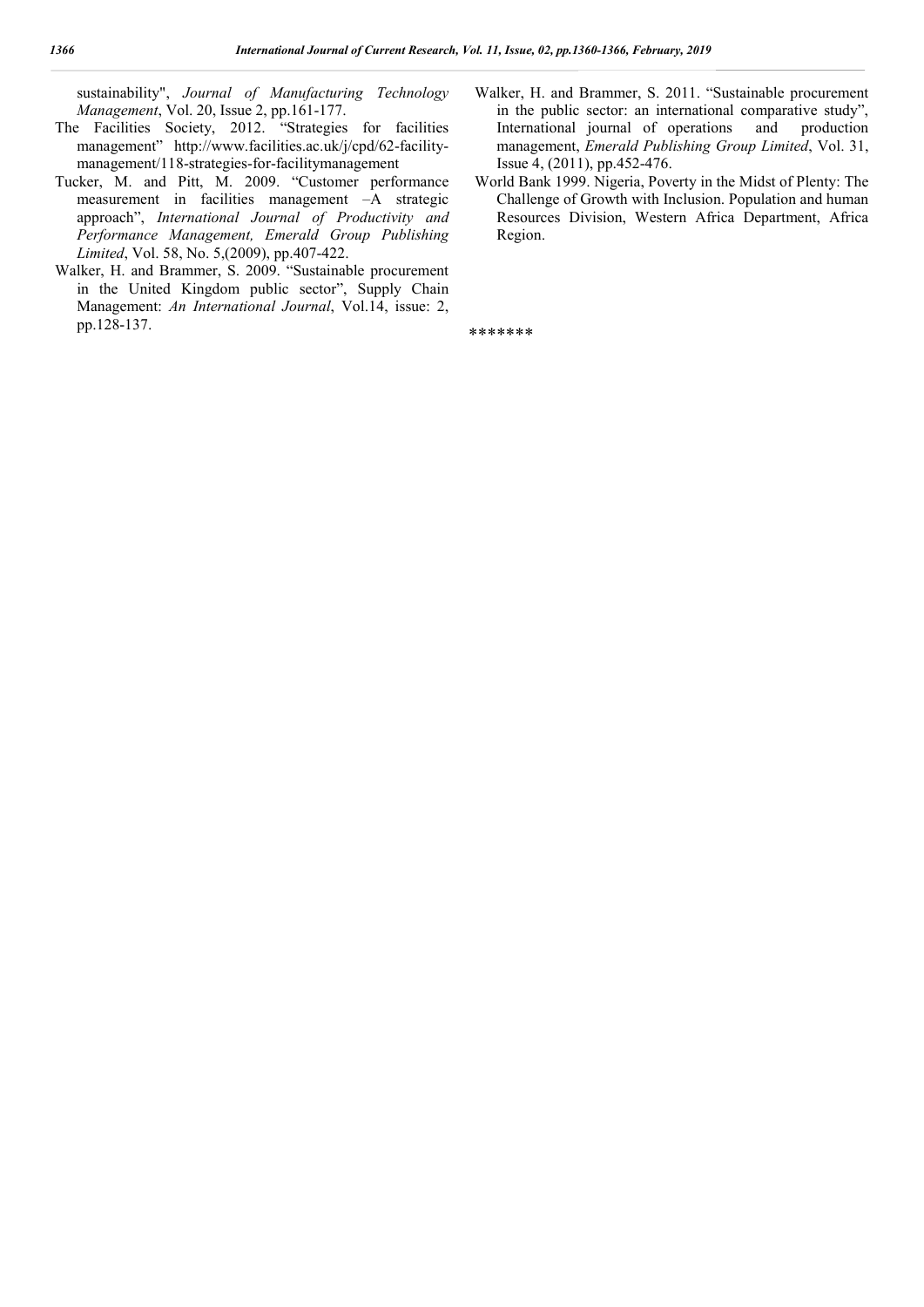sustainability", *Journal of Manufacturing Technology Management*, Vol. 20, Issue 2, pp.161-177.

The Facilities Society, 2012. "Strategies for facilities management" http://www.facilities.ac.uk/j/cpd/62-facility-management/118-strategies-for-facilitymanagement

Tucker, M. and Pitt, M. 2009. "Customer performance measurement in facilities management –A strategic approach", *International Journal of Productivity and Performance Management, Emerald Group Publishing Limited*, Vol. 58, No. 5,(2009), pp.407-422.

Walker, H. and Brammer, S. 2009. "Sustainable procurement in the United Kingdom public sector", Supply Chain Management: *An International Journal*, Vol.14, issue: 2, pp.128-137.

Walker, H. and Brammer, S. 2011. "Sustainable procurement in the public sector: an international comparative study", International journal of operations and production management, *Emerald Publishing Group Limited*, Vol. 31, Issue 4, (2011), pp.452-476.

World Bank 1999. Nigeria, Poverty in the Midst of Plenty: The Challenge of Growth with Inclusion. Population and human Resources Division, Western Africa Department, Africa Region.

*******